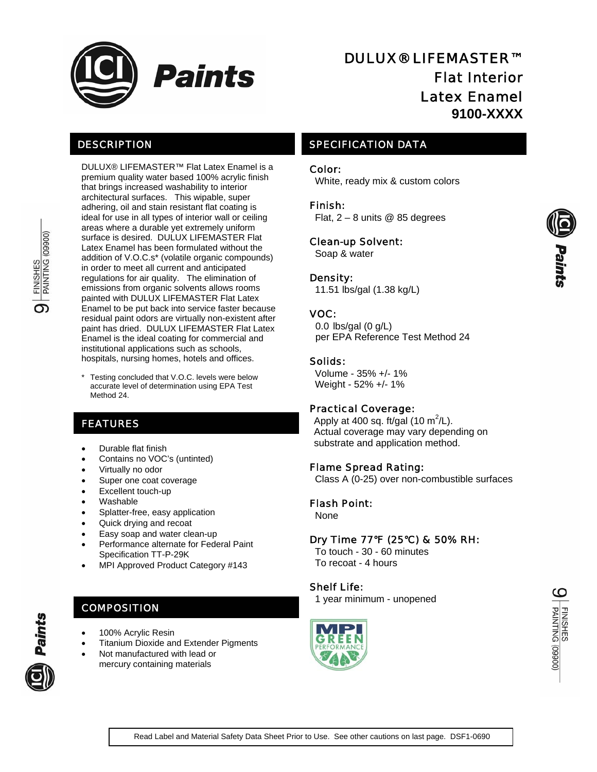# DULUX® LIFEMASTER™ Flat Interior Latex Enamel 9100-XXXX

## DESCRIPTION

DULUX® LIFEMASTER™ Flat Latex Enamel is a premium quality water based 100% acrylic finish that brings increased washability to interior architectural surfaces. This wipable, super adhering, oil and stain resistant flat coating is ideal for use in all types of interior wall or ceiling areas where a durable yet extremely uniform surface is desired. DULUX LIFEMASTER Flat Latex Enamel has been formulated without the addition of V.O.C.s* (volatile organic compounds) in order to meet all current and anticipated regulations for air quality. The elimination of emissions from organic solvents allows rooms painted with DULUX LIFEMASTER Flat Latex Enamel to be put back into service faster because residual paint odors are virtually non-existent after paint has dried. DULUX LIFEMASTER Flat Latex Enamel is the ideal coating for commercial and institutional applications such as schools, hospitals, nursing homes, hotels and offices.

\* Testing concluded that V.O.C. levels were below accurate level of determination using EPA Test Method 24.

## FEATURES

- Durable flat finish
- Contains no VOC's (untinted)
- Virtually no odor
- Super one coat coverage
- Excellent touch-up
- Washable
- Splatter-free, easy application
- Quick drying and recoat
- Easy soap and water clean-up
- Performance alternate for Federal Paint Specification TT-P-29K
- MPI Approved Product Category #143

## COMPOSITION

- 100% Acrylic Resin
- Titanium Dioxide and Extender Pigments
- Not manufactured with lead or mercury containing materials

## SPECIFICATION DATA

**Color:**
White, ready mix & custom colors

**Finish:**
Flat, 2 – 8 units @ 85 degrees

**Clean-up Solvent:**
Soap & water

**Density:**
11.51 lbs/gal (1.38 kg/L)

**VOC:**
0.0 lbs/gal (0 g/L)
per EPA Reference Test Method 24

**Solids:**
Volume - 35% +/- 1%
Weight - 52% +/- 1%

**Practical Coverage:**
Apply at 400 sq. ft/gal (10 $m^2$/L).
Actual coverage may vary depending on substrate and application method.

**Flame Spread Rating:**
Class A (0-25) over non-combustible surfaces

**Flash Point:**
None

**Dry Time 77°F (25°C) & 50% RH:**
To touch - 30 - 60 minutes
To recoat - 4 hours

**Shelf Life:**
1 year minimum - unopened

Read Label and Material Safety Data Sheet Prior to Use. See other cautions on last page. DSF1-0690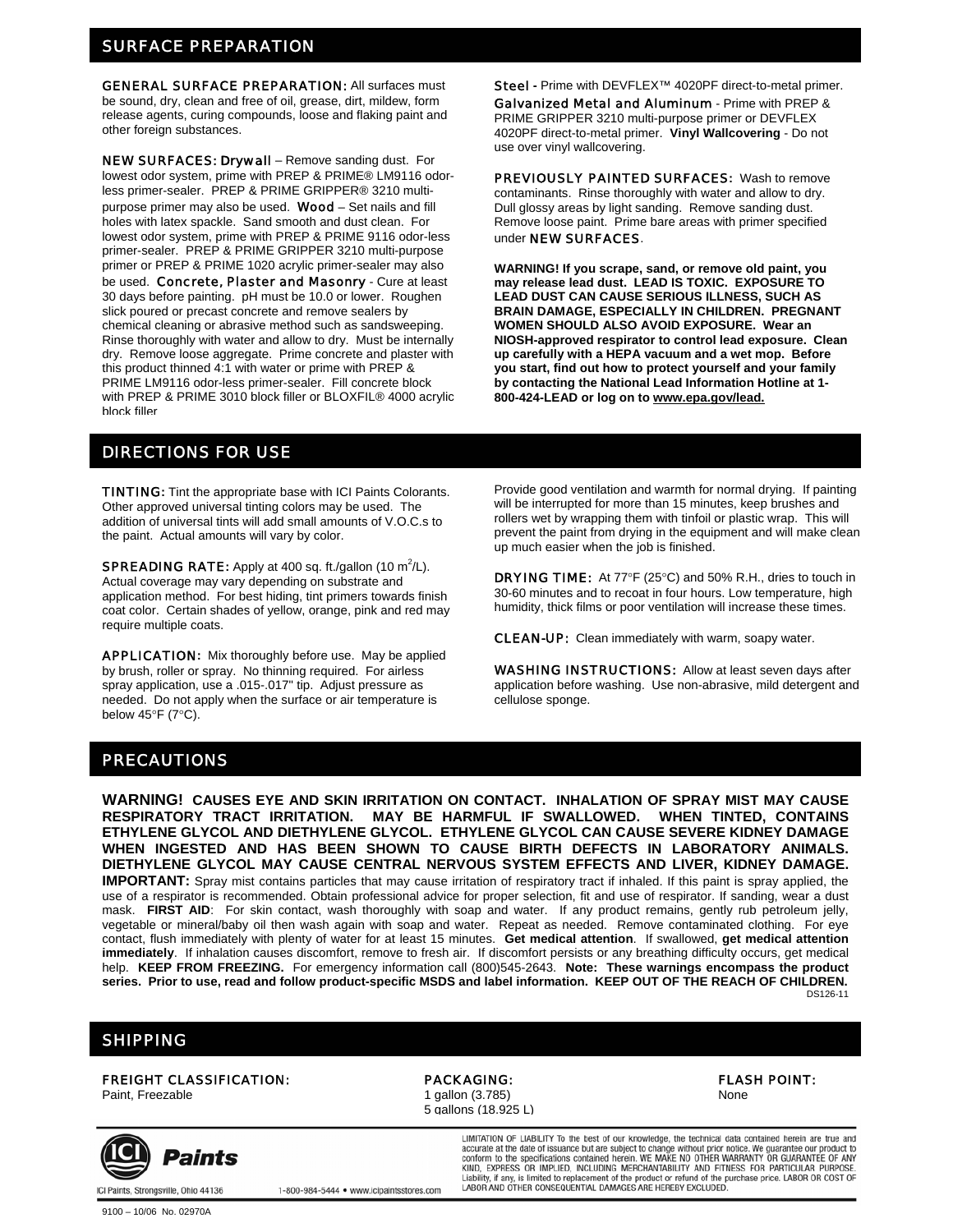## SURFACE PREPARATION

**GENERAL SURFACE PREPARATION:** All surfaces must be sound, dry, clean and free of oil, grease, dirt, mildew, form release agents, curing compounds, loose and flaking paint and other foreign substances.

**NEW SURFACES: Drywall** – Remove sanding dust. For lowest odor system, prime with PREP & PRIME® LM9116 odor-less primer-sealer. PREP & PRIME GRIPPER® 3210 multi-purpose primer may also be used. **Wood** – Set nails and fill holes with latex spackle. Sand smooth and dust clean. For lowest odor system, prime with PREP & PRIME 9116 odor-less primer-sealer. PREP & PRIME GRIPPER 3210 multi-purpose primer or PREP & PRIME 1020 acrylic primer-sealer may also be used. **Concrete, Plaster and Masonry** - Cure at least 30 days before painting. pH must be 10.0 or lower. Roughen slick poured or precast concrete and remove sealers by chemical cleaning or abrasive method such as sandsweeping. Rinse thoroughly with water and allow to dry. Must be internally dry. Remove loose aggregate. Prime concrete and plaster with this product thinned 4:1 with water or prime with PREP & PRIME LM9116 odor-less primer-sealer. Fill concrete block with PREP & PRIME 3010 block filler or BLOXFIL® 4000 acrylic block filler.

**Steel -** Prime with DEVFLEX™ 4020PF direct-to-metal primer. **Galvanized Metal and Aluminum** - Prime with PREP & PRIME GRIPPER 3210 multi-purpose primer or DEVFLEX 4020PF direct-to-metal primer. **Vinyl Wallcovering** - Do not use over vinyl wallcovering.

**PREVIOUSLY PAINTED SURFACES:** Wash to remove contaminants. Rinse thoroughly with water and allow to dry. Dull glossy areas by light sanding. Remove sanding dust. Remove loose paint. Prime bare areas with primer specified under **NEW SURFACES**.

**WARNING! If you scrape, sand, or remove old paint, you may release lead dust. LEAD IS TOXIC. EXPOSURE TO LEAD DUST CAN CAUSE SERIOUS ILLNESS, SUCH AS BRAIN DAMAGE, ESPECIALLY IN CHILDREN. PREGNANT WOMEN SHOULD ALSO AVOID EXPOSURE. Wear an NIOSH-approved respirator to control lead exposure. Clean up carefully with a HEPA vacuum and a wet mop. Before you start, find out how to protect yourself and your family by contacting the National Lead Information Hotline at 1-800-424-LEAD or log on to www.epa.gov/lead.**

## DIRECTIONS FOR USE

**TINTING:** Tint the appropriate base with ICI Paints Colorants. Other approved universal tinting colors may be used. The addition of universal tints will add small amounts of V.O.C.s to the paint. Actual amounts will vary by color.

**SPREADING RATE:** Apply at 400 sq. ft./gallon (10 $m^2$/L). Actual coverage may vary depending on substrate and application method. For best hiding, tint primers towards finish coat color. Certain shades of yellow, orange, pink and red may require multiple coats.

**APPLICATION:** Mix thoroughly before use. May be applied by brush, roller or spray. No thinning required. For airless spray application, use a .015-.017" tip. Adjust pressure as needed. Do not apply when the surface or air temperature is below 45°F (7°C).

Provide good ventilation and warmth for normal drying. If painting will be interrupted for more than 15 minutes, keep brushes and rollers wet by wrapping them with tinfoil or plastic wrap. This will prevent the paint from drying in the equipment and will make clean up much easier when the job is finished.

**DRYING TIME:** At 77°F (25°C) and 50% R.H., dries to touch in 30-60 minutes and to recoat in four hours. Low temperature, high humidity, thick films or poor ventilation will increase these times.

**CLEAN-UP:** Clean immediately with warm, soapy water.

**WASHING INSTRUCTIONS:** Allow at least seven days after application before washing. Use non-abrasive, mild detergent and cellulose sponge.

## PRECAUTIONS

**WARNING! CAUSES EYE AND SKIN IRRITATION ON CONTACT. INHALATION OF SPRAY MIST MAY CAUSE RESPIRATORY TRACT IRRITATION. MAY BE HARMFUL IF SWALLOWED. WHEN TINTED, CONTAINS ETHYLENE GLYCOL AND DIETHYLENE GLYCOL. ETHYLENE GLYCOL CAN CAUSE SEVERE KIDNEY DAMAGE WHEN INGESTED AND HAS BEEN SHOWN TO CAUSE BIRTH DEFECTS IN LABORATORY ANIMALS. DIETHYLENE GLYCOL MAY CAUSE CENTRAL NERVOUS SYSTEM EFFECTS AND LIVER, KIDNEY DAMAGE. IMPORTANT:** Spray mist contains particles that may cause irritation of respiratory tract if inhaled. If this paint is spray applied, the use of a respirator is recommended. Obtain professional advice for proper selection, fit and use of respirator. If sanding, wear a dust mask. **FIRST AID**: For skin contact, wash thoroughly with soap and water. If any product remains, gently rub petroleum jelly, vegetable or mineral/baby oil then wash again with soap and water. Repeat as needed. Remove contaminated clothing. For eye contact, flush immediately with plenty of water for at least 15 minutes. **Get medical attention**. If swallowed, **get medical attention immediately**. If inhalation causes discomfort, remove to fresh air. If discomfort persists or any breathing difficulty occurs, get medical help. **KEEP FROM FREEZING.** For emergency information call (800)545-2643. **Note: These warnings encompass the product series. Prior to use, read and follow product-specific MSDS and label information. KEEP OUT OF THE REACH OF CHILDREN.**

DS126-11

## SHIPPING

**FREIGHT CLASSIFICATION:**
Paint, Freezable

**PACKAGING:**
1 gallon (3.785)
5 gallons (18.925 L)

**FLASH POINT:**
None

ICI Paints

ICI Paints, Strongsville, Ohio 44136    1-800-984-5444 • www.icipaintsstores.com

LIMITATION OF LIABILITY To the best of our knowledge, the technical data contained herein are true and accurate at the date of issuance but are subject to change without prior notice. We guarantee our product to conform to the specifications contained herein. WE MAKE NO OTHER WARRANTY OR GUARANTEE OF ANY KIND, EXPRESS OR IMPLIED, INCLUDING MERCHANTABILITY AND FITNESS FOR PARTICULAR PURPOSE. Liability, if any, is limited to replacement of the product or refund of the purchase price. LABOR OR COST OF LABOR AND OTHER CONSEQUENTIAL DAMAGES ARE HEREBY EXCLUDED.

9100 – 10/06 No. 02970A